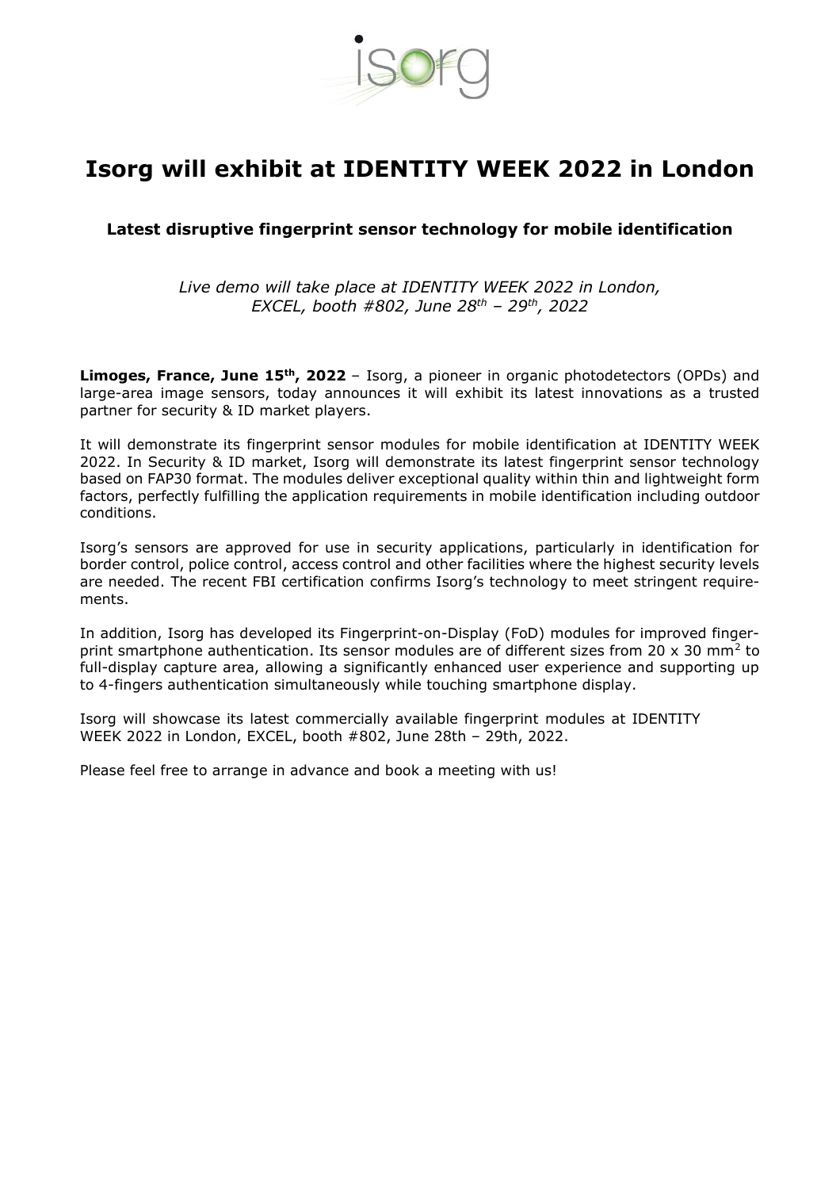# Isorg will exhibit at IDENTITY WEEK 2022 in London

## Latest disruptive fingerprint sensor technology for mobile identification

*Live demo will take place at IDENTITY WEEK 2022 in London, EXCEL, booth #802, June 28th – 29th, 2022*

**Limoges, France, June 15th, 2022** – Isorg, a pioneer in organic photodetectors (OPDs) and large-area image sensors, today announces it will exhibit its latest innovations as a trusted partner for security & ID market players.

It will demonstrate its fingerprint sensor modules for mobile identification at IDENTITY WEEK 2022. In Security & ID market, Isorg will demonstrate its latest fingerprint sensor technology based on FAP30 format. The modules deliver exceptional quality within thin and lightweight form factors, perfectly fulfilling the application requirements in mobile identification including outdoor conditions.

Isorg's sensors are approved for use in security applications, particularly in identification for border control, police control, access control and other facilities where the highest security levels are needed. The recent FBI certification confirms Isorg's technology to meet stringent requirements.

In addition, Isorg has developed its Fingerprint-on-Display (FoD) modules for improved fingerprint smartphone authentication. Its sensor modules are of different sizes from 20 x 30 $mm^2$ to full-display capture area, allowing a significantly enhanced user experience and supporting up to 4-fingers authentication simultaneously while touching smartphone display.

Isorg will showcase its latest commercially available fingerprint modules at IDENTITY WEEK 2022 in London, EXCEL, booth #802, June 28th – 29th, 2022.

Please feel free to arrange in advance and book a meeting with us!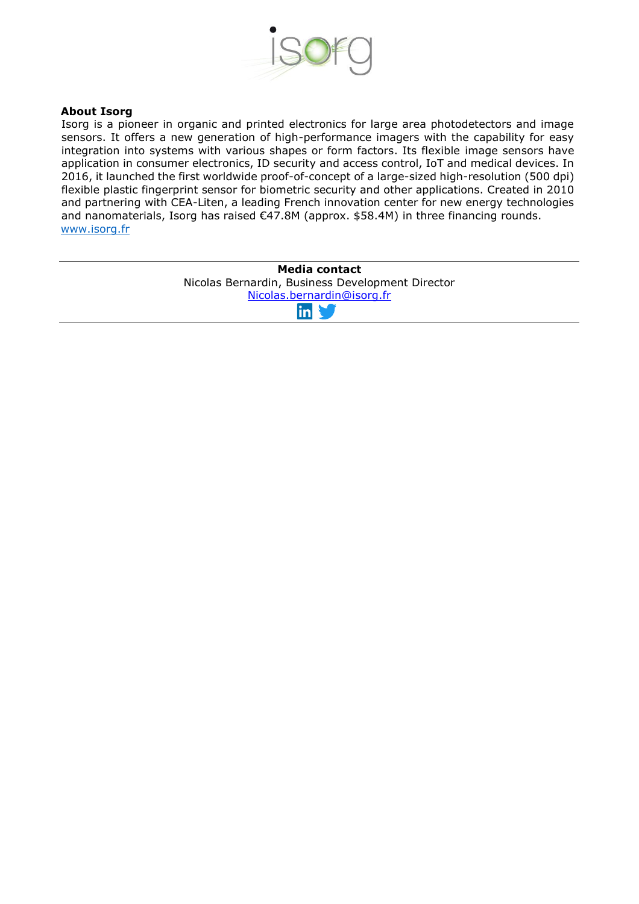**About Isorg**

Isorg is a pioneer in organic and printed electronics for large area photodetectors and image sensors. It offers a new generation of high-performance imagers with the capability for easy integration into systems with various shapes or form factors. Its flexible image sensors have application in consumer electronics, ID security and access control, IoT and medical devices. In 2016, it launched the first worldwide proof-of-concept of a large-sized high-resolution (500 dpi) flexible plastic fingerprint sensor for biometric security and other applications. Created in 2010 and partnering with CEA-Liten, a leading French innovation center for new energy technologies and nanomaterials, Isorg has raised €47.8M (approx. $58.4M) in three financing rounds.
[www.isorg.fr](http://www.isorg.fr)

---

**Media contact**
Nicolas Bernardin, Business Development Director
[Nicolas.bernardin@isorg.fr](mailto:Nicolas.bernardin@isorg.fr)

---